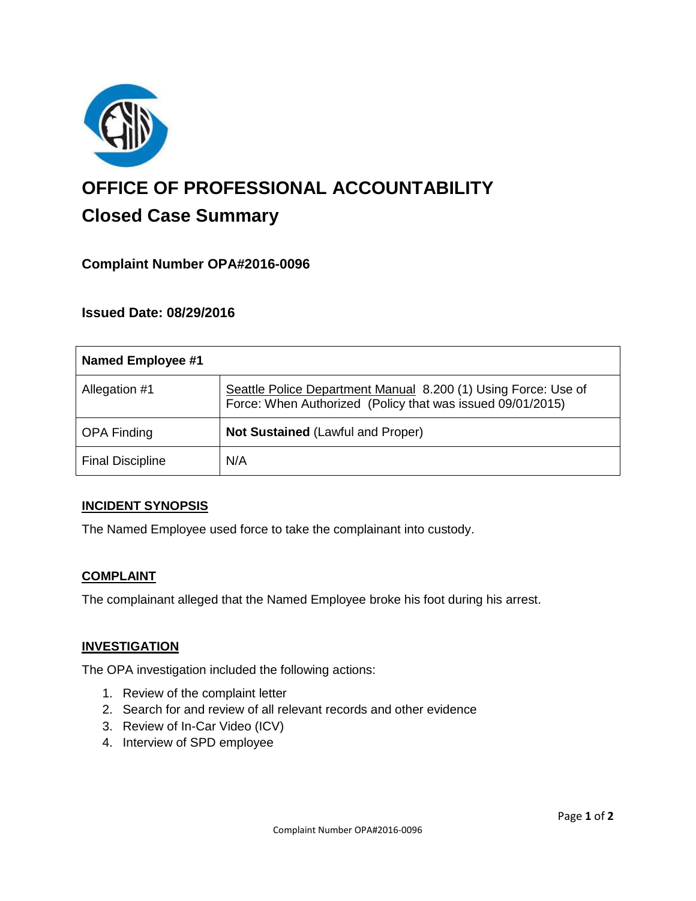# OFFICE OF PROFESSIONAL ACCOUNTABILITY

## Closed Case Summary

### Complaint Number OPA#2016-0096

### Issued Date: 08/29/2016

| Named Employee #1 | |
|---|---|
| Allegation #1 | Seattle Police Department Manual 8.200 (1) Using Force: Use of Force: When Authorized (Policy that was issued 09/01/2015) |
| OPA Finding | **Not Sustained** (Lawful and Proper) |
| Final Discipline | N/A |

### INCIDENT SYNOPSIS

The Named Employee used force to take the complainant into custody.

### COMPLAINT

The complainant alleged that the Named Employee broke his foot during his arrest.

### INVESTIGATION

The OPA investigation included the following actions:

1. Review of the complaint letter
2. Search for and review of all relevant records and other evidence
3. Review of In-Car Video (ICV)
4. Interview of SPD employee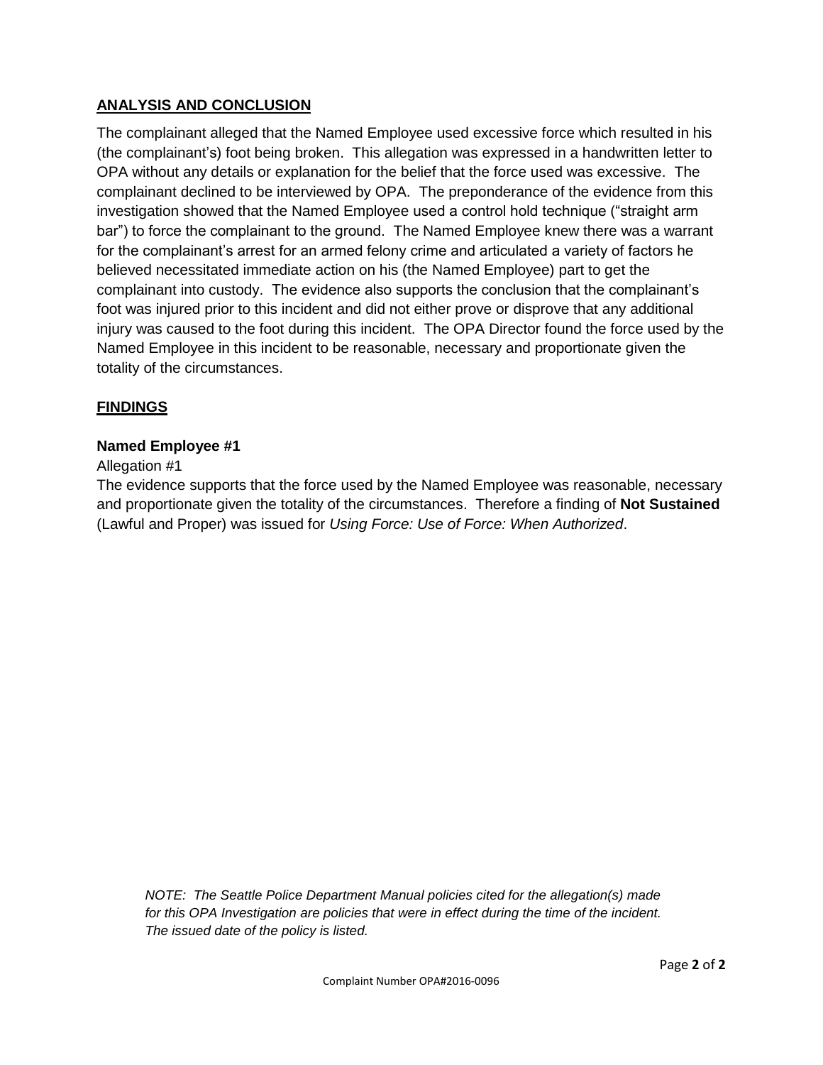## ANALYSIS AND CONCLUSION

The complainant alleged that the Named Employee used excessive force which resulted in his (the complainant's) foot being broken. This allegation was expressed in a handwritten letter to OPA without any details or explanation for the belief that the force used was excessive. The complainant declined to be interviewed by OPA. The preponderance of the evidence from this investigation showed that the Named Employee used a control hold technique ("straight arm bar") to force the complainant to the ground. The Named Employee knew there was a warrant for the complainant's arrest for an armed felony crime and articulated a variety of factors he believed necessitated immediate action on his (the Named Employee) part to get the complainant into custody. The evidence also supports the conclusion that the complainant's foot was injured prior to this incident and did not either prove or disprove that any additional injury was caused to the foot during this incident. The OPA Director found the force used by the Named Employee in this incident to be reasonable, necessary and proportionate given the totality of the circumstances.

## FINDINGS

### Named Employee #1

Allegation #1

The evidence supports that the force used by the Named Employee was reasonable, necessary and proportionate given the totality of the circumstances. Therefore a finding of **Not Sustained** (Lawful and Proper) was issued for *Using Force: Use of Force: When Authorized*.

*NOTE: The Seattle Police Department Manual policies cited for the allegation(s) made for this OPA Investigation are policies that were in effect during the time of the incident. The issued date of the policy is listed.*

Complaint Number OPA#2016-0096